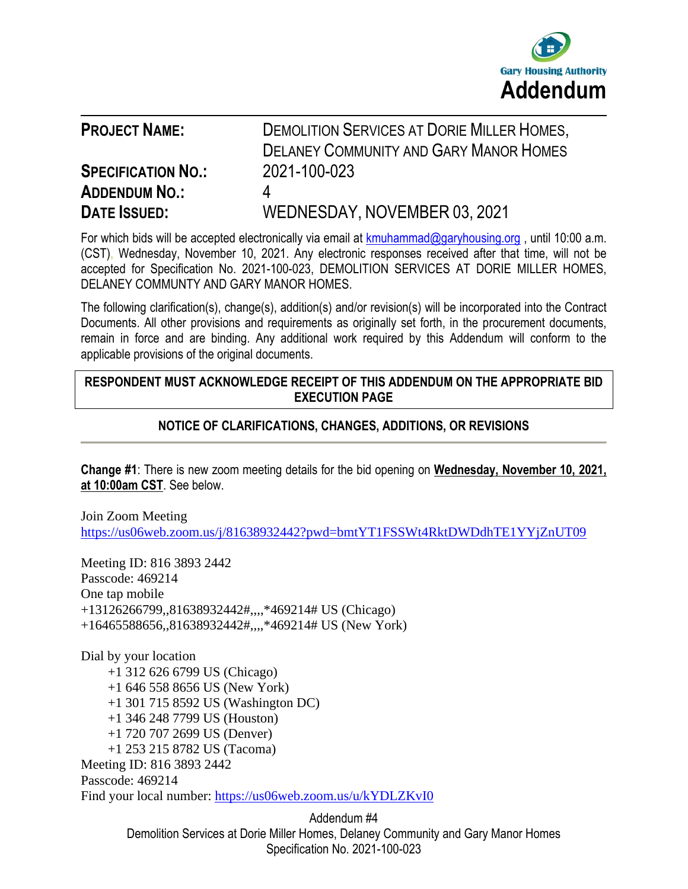Gary Housing Authority

# Addendum

| | |
|---|---|
| **PROJECT NAME:** | DEMOLITION SERVICES AT DORIE MILLER HOMES, DELANEY COMMUNITY AND GARY MANOR HOMES |
| **SPECIFICATION NO.:** | 2021-100-023 |
| **ADDENDUM NO.:** | 4 |
| **DATE ISSUED:** | WEDNESDAY, NOVEMBER 03, 2021 |

For which bids will be accepted electronically via email at kmuhammad@garyhousing.org , until 10:00 a.m. (CST), Wednesday, November 10, 2021. Any electronic responses received after that time, will not be accepted for Specification No. 2021-100-023, DEMOLITION SERVICES AT DORIE MILLER HOMES, DELANEY COMMUNTY AND GARY MANOR HOMES.

The following clarification(s), change(s), addition(s) and/or revision(s) will be incorporated into the Contract Documents. All other provisions and requirements as originally set forth, in the procurement documents, remain in force and are binding. Any additional work required by this Addendum will conform to the applicable provisions of the original documents.

**RESPONDENT MUST ACKNOWLEDGE RECEIPT OF THIS ADDENDUM ON THE APPROPRIATE BID EXECUTION PAGE**

**NOTICE OF CLARIFICATIONS, CHANGES, ADDITIONS, OR REVISIONS**

**Change #1**: There is new zoom meeting details for the bid opening on **Wednesday, November 10, 2021, at 10:00am CST**. See below.

Join Zoom Meeting
https://us06web.zoom.us/j/81638932442?pwd=bmtYT1FSSWt4RktDWDdhTE1YYjZnUT09

Meeting ID: 816 3893 2442
Passcode: 469214
One tap mobile
+13126266799,,81638932442#,,,,*469214# US (Chicago)
+16465588656,,81638932442#,,,,*469214# US (New York)

Dial by your location
- +1 312 626 6799 US (Chicago)
- +1 646 558 8656 US (New York)
- +1 301 715 8592 US (Washington DC)
- +1 346 248 7799 US (Houston)
- +1 720 707 2699 US (Denver)
- +1 253 215 8782 US (Tacoma)

Meeting ID: 816 3893 2442
Passcode: 469214
Find your local number: https://us06web.zoom.us/u/kYDLZKvI0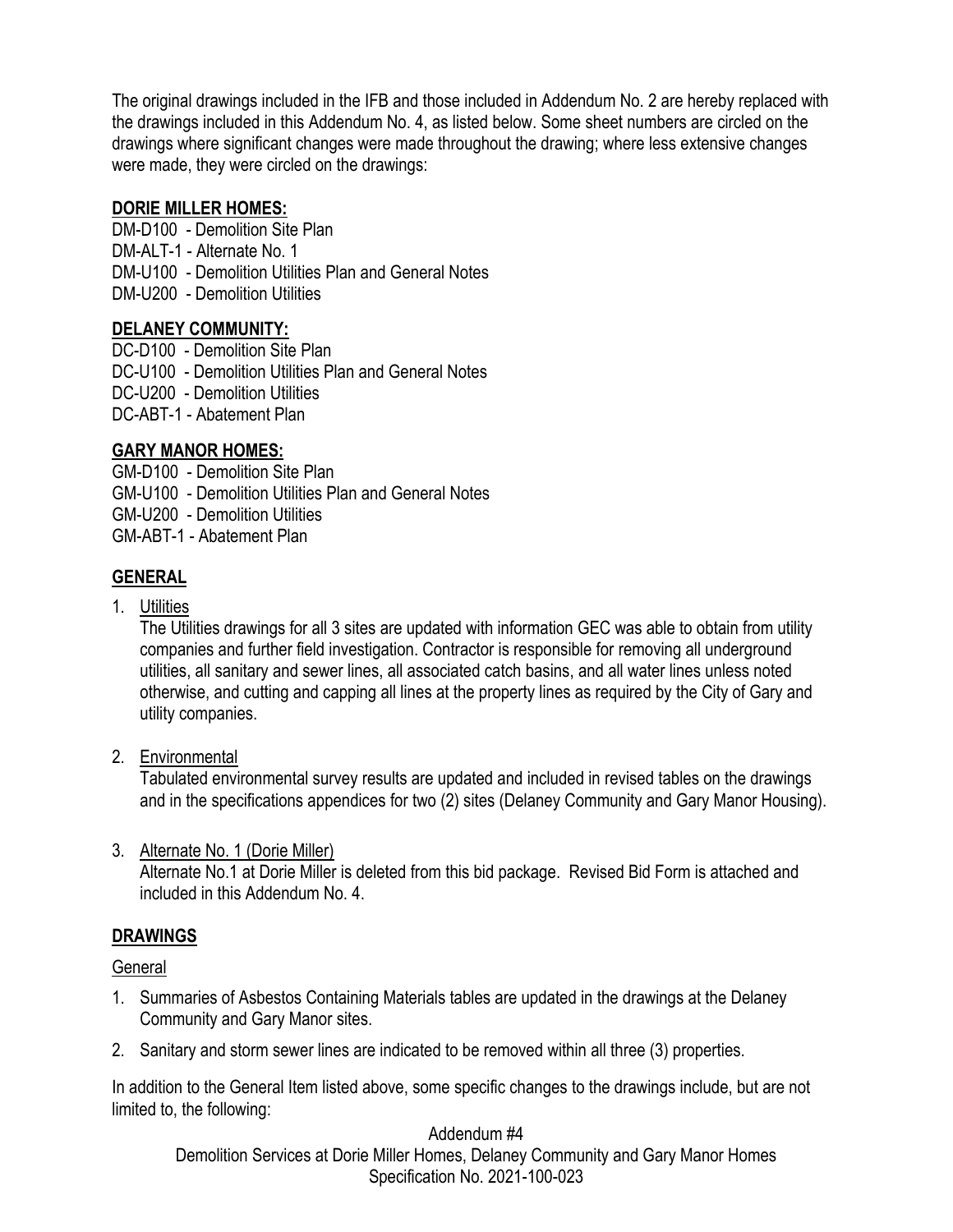The original drawings included in the IFB and those included in Addendum No. 2 are hereby replaced with the drawings included in this Addendum No. 4, as listed below. Some sheet numbers are circled on the drawings where significant changes were made throughout the drawing; where less extensive changes were made, they were circled on the drawings:

**DORIE MILLER HOMES:**

DM-D100 - Demolition Site Plan
DM-ALT-1 - Alternate No. 1
DM-U100 - Demolition Utilities Plan and General Notes
DM-U200 - Demolition Utilities

**DELANEY COMMUNITY:**

DC-D100 - Demolition Site Plan
DC-U100 - Demolition Utilities Plan and General Notes
DC-U200 - Demolition Utilities
DC-ABT-1 - Abatement Plan

**GARY MANOR HOMES:**

GM-D100 - Demolition Site Plan
GM-U100 - Demolition Utilities Plan and General Notes
GM-U200 - Demolition Utilities
GM-ABT-1 - Abatement Plan

## GENERAL

1. Utilities
   The Utilities drawings for all 3 sites are updated with information GEC was able to obtain from utility companies and further field investigation. Contractor is responsible for removing all underground utilities, all sanitary and sewer lines, all associated catch basins, and all water lines unless noted otherwise, and cutting and capping all lines at the property lines as required by the City of Gary and utility companies.

2. Environmental
   Tabulated environmental survey results are updated and included in revised tables on the drawings and in the specifications appendices for two (2) sites (Delaney Community and Gary Manor Housing).

3. Alternate No. 1 (Dorie Miller)
   Alternate No.1 at Dorie Miller is deleted from this bid package. Revised Bid Form is attached and included in this Addendum No. 4.

## DRAWINGS

General

1. Summaries of Asbestos Containing Materials tables are updated in the drawings at the Delaney Community and Gary Manor sites.
2. Sanitary and storm sewer lines are indicated to be removed within all three (3) properties.

In addition to the General Item listed above, some specific changes to the drawings include, but are not limited to, the following: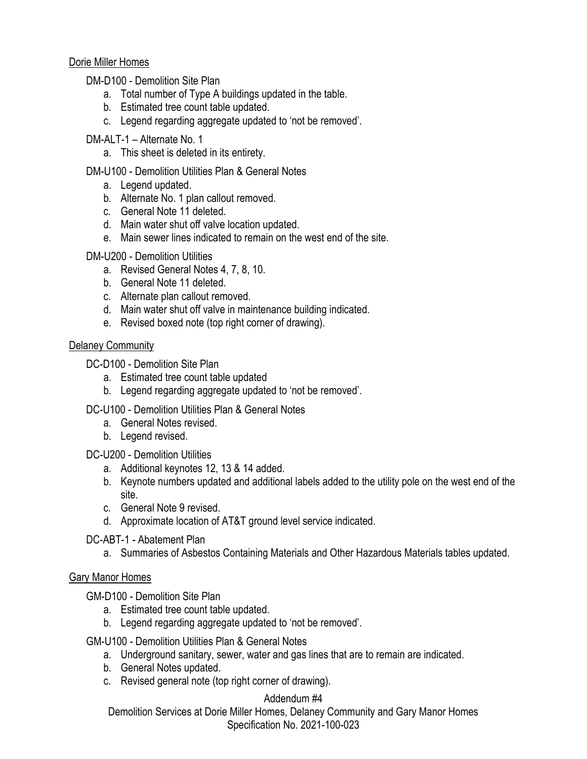Dorie Miller Homes

DM-D100 - Demolition Site Plan

a. Total number of Type A buildings updated in the table.
b. Estimated tree count table updated.
c. Legend regarding aggregate updated to 'not be removed'.

DM-ALT-1 – Alternate No. 1

a. This sheet is deleted in its entirety.

DM-U100 - Demolition Utilities Plan & General Notes

a. Legend updated.
b. Alternate No. 1 plan callout removed.
c. General Note 11 deleted.
d. Main water shut off valve location updated.
e. Main sewer lines indicated to remain on the west end of the site.

DM-U200 - Demolition Utilities

a. Revised General Notes 4, 7, 8, 10.
b. General Note 11 deleted.
c. Alternate plan callout removed.
d. Main water shut off valve in maintenance building indicated.
e. Revised boxed note (top right corner of drawing).

Delaney Community

DC-D100 - Demolition Site Plan

a. Estimated tree count table updated
b. Legend regarding aggregate updated to 'not be removed'.

DC-U100 - Demolition Utilities Plan & General Notes

a. General Notes revised.
b. Legend revised.

DC-U200 - Demolition Utilities

a. Additional keynotes 12, 13 & 14 added.
b. Keynote numbers updated and additional labels added to the utility pole on the west end of the site.
c. General Note 9 revised.
d. Approximate location of AT&T ground level service indicated.

DC-ABT-1 - Abatement Plan

a. Summaries of Asbestos Containing Materials and Other Hazardous Materials tables updated.

Gary Manor Homes

GM-D100 - Demolition Site Plan

a. Estimated tree count table updated.
b. Legend regarding aggregate updated to 'not be removed'.

GM-U100 - Demolition Utilities Plan & General Notes

a. Underground sanitary, sewer, water and gas lines that are to remain are indicated.
b. General Notes updated.
c. Revised general note (top right corner of drawing).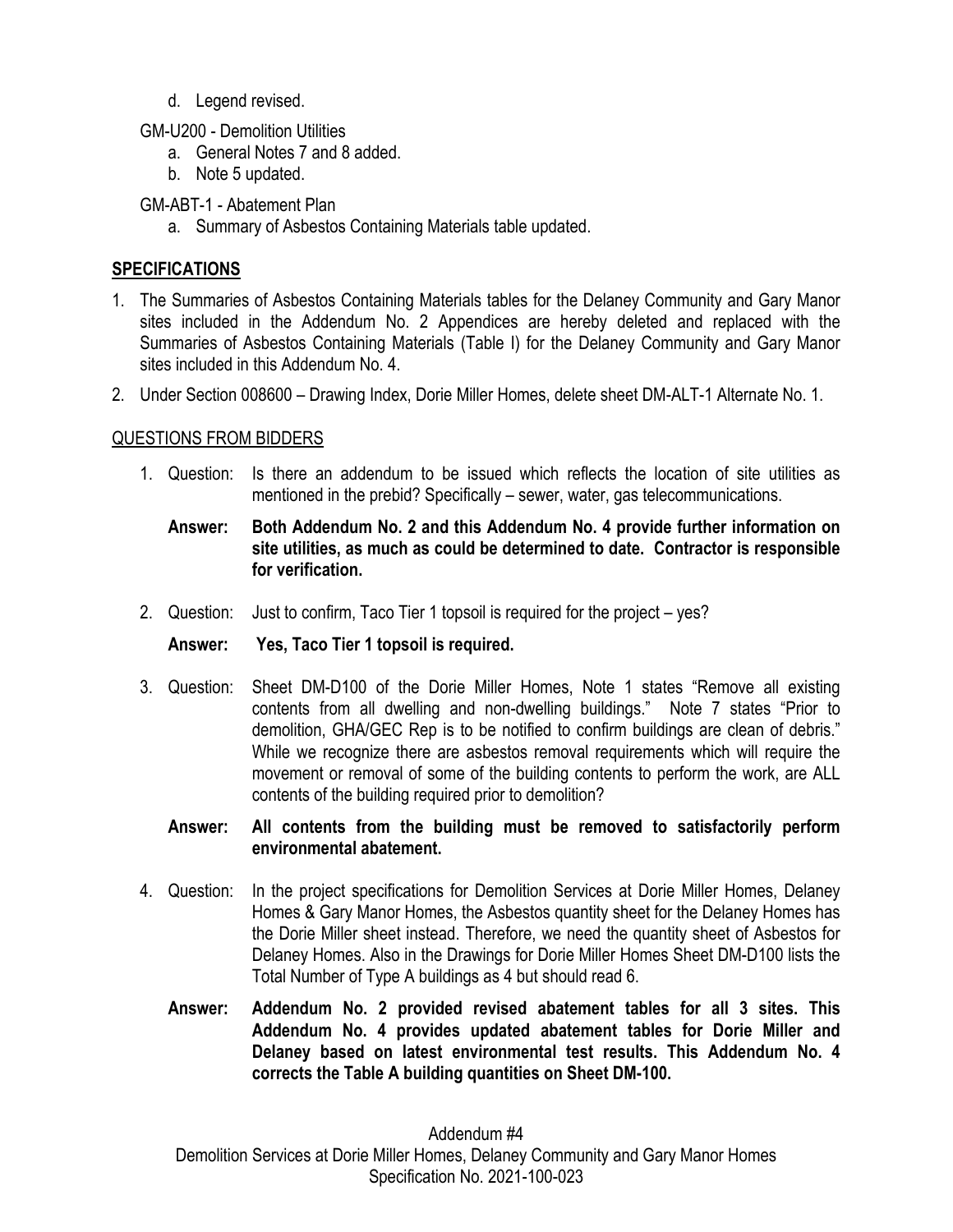d. Legend revised.

GM-U200 - Demolition Utilities

a. General Notes 7 and 8 added.
b. Note 5 updated.

GM-ABT-1 - Abatement Plan

a. Summary of Asbestos Containing Materials table updated.

## SPECIFICATIONS

1. The Summaries of Asbestos Containing Materials tables for the Delaney Community and Gary Manor sites included in the Addendum No. 2 Appendices are hereby deleted and replaced with the Summaries of Asbestos Containing Materials (Table I) for the Delaney Community and Gary Manor sites included in this Addendum No. 4.
2. Under Section 008600 – Drawing Index, Dorie Miller Homes, delete sheet DM-ALT-1 Alternate No. 1.

## QUESTIONS FROM BIDDERS

1. Question: Is there an addendum to be issued which reflects the location of site utilities as mentioned in the prebid? Specifically – sewer, water, gas telecommunications.

   **Answer: Both Addendum No. 2 and this Addendum No. 4 provide further information on site utilities, as much as could be determined to date. Contractor is responsible for verification.**

2. Question: Just to confirm, Taco Tier 1 topsoil is required for the project – yes?

   **Answer: Yes, Taco Tier 1 topsoil is required.**

3. Question: Sheet DM-D100 of the Dorie Miller Homes, Note 1 states "Remove all existing contents from all dwelling and non-dwelling buildings." Note 7 states "Prior to demolition, GHA/GEC Rep is to be notified to confirm buildings are clean of debris." While we recognize there are asbestos removal requirements which will require the movement or removal of some of the building contents to perform the work, are ALL contents of the building required prior to demolition?

   **Answer: All contents from the building must be removed to satisfactorily perform environmental abatement.**

4. Question: In the project specifications for Demolition Services at Dorie Miller Homes, Delaney Homes & Gary Manor Homes, the Asbestos quantity sheet for the Delaney Homes has the Dorie Miller sheet instead. Therefore, we need the quantity sheet of Asbestos for Delaney Homes. Also in the Drawings for Dorie Miller Homes Sheet DM-D100 lists the Total Number of Type A buildings as 4 but should read 6.

   **Answer: Addendum No. 2 provided revised abatement tables for all 3 sites. This Addendum No. 4 provides updated abatement tables for Dorie Miller and Delaney based on latest environmental test results. This Addendum No. 4 corrects the Table A building quantities on Sheet DM-100.**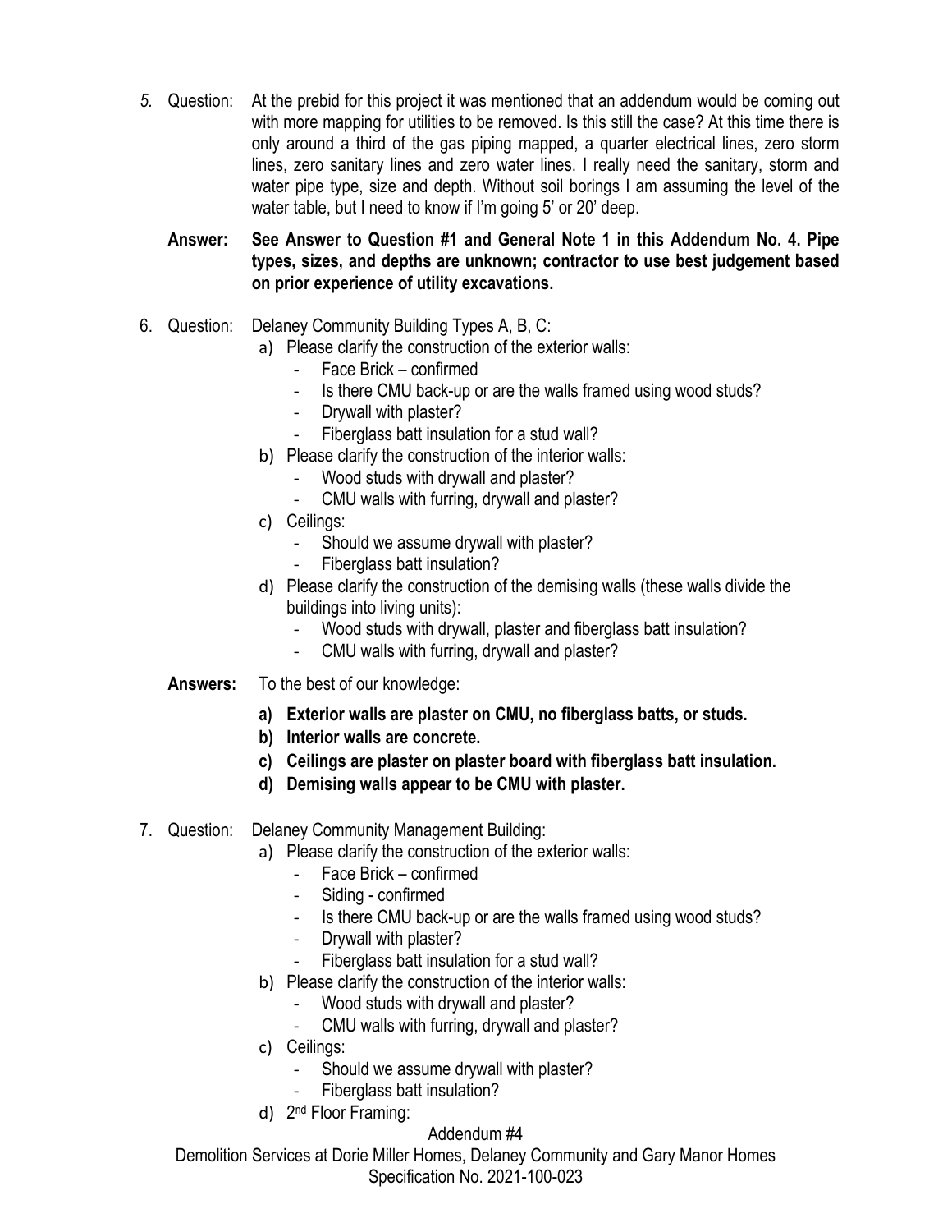5. Question: At the prebid for this project it was mentioned that an addendum would be coming out with more mapping for utilities to be removed. Is this still the case? At this time there is only around a third of the gas piping mapped, a quarter electrical lines, zero storm lines, zero sanitary lines and zero water lines. I really need the sanitary, storm and water pipe type, size and depth. Without soil borings I am assuming the level of the water table, but I need to know if I'm going 5' or 20' deep.

   **Answer: See Answer to Question #1 and General Note 1 in this Addendum No. 4. Pipe types, sizes, and depths are unknown; contractor to use best judgement based on prior experience of utility excavations.**

6. Question: Delaney Community Building Types A, B, C:
   a) Please clarify the construction of the exterior walls:
      - Face Brick – confirmed
      - Is there CMU back-up or are the walls framed using wood studs?
      - Drywall with plaster?
      - Fiberglass batt insulation for a stud wall?
   b) Please clarify the construction of the interior walls:
      - Wood studs with drywall and plaster?
      - CMU walls with furring, drywall and plaster?
   c) Ceilings:
      - Should we assume drywall with plaster?
      - Fiberglass batt insulation?
   d) Please clarify the construction of the demising walls (these walls divide the buildings into living units):
      - Wood studs with drywall, plaster and fiberglass batt insulation?
      - CMU walls with furring, drywall and plaster?

   **Answers:** To the best of our knowledge:

   **a) Exterior walls are plaster on CMU, no fiberglass batts, or studs.**
   **b) Interior walls are concrete.**
   **c) Ceilings are plaster on plaster board with fiberglass batt insulation.**
   **d) Demising walls appear to be CMU with plaster.**

7. Question: Delaney Community Management Building:
   a) Please clarify the construction of the exterior walls:
      - Face Brick – confirmed
      - Siding - confirmed
      - Is there CMU back-up or are the walls framed using wood studs?
      - Drywall with plaster?
      - Fiberglass batt insulation for a stud wall?
   b) Please clarify the construction of the interior walls:
      - Wood studs with drywall and plaster?
      - CMU walls with furring, drywall and plaster?
   c) Ceilings:
      - Should we assume drywall with plaster?
      - Fiberglass batt insulation?
   d) 2nd Floor Framing: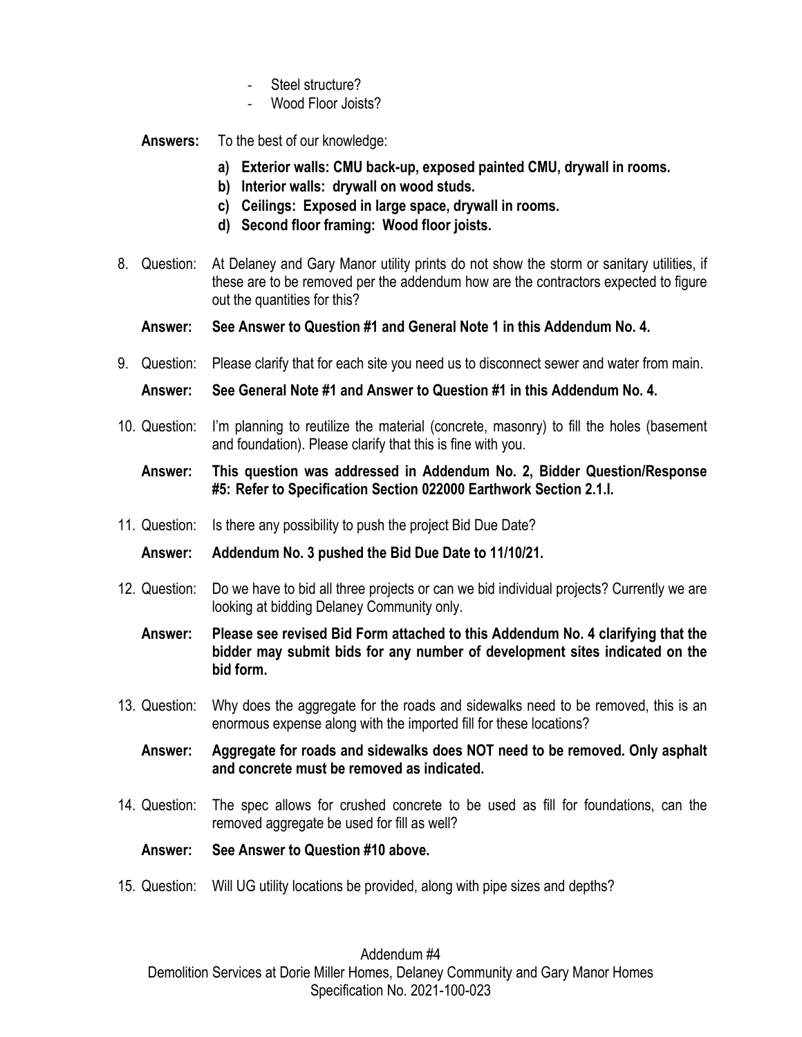- Steel structure?
- Wood Floor Joists?

**Answers:** To the best of our knowledge:

- **a) Exterior walls: CMU back-up, exposed painted CMU, drywall in rooms.**
- **b) Interior walls: drywall on wood studs.**
- **c) Ceilings: Exposed in large space, drywall in rooms.**
- **d) Second floor framing: Wood floor joists.**

8. Question: At Delaney and Gary Manor utility prints do not show the storm or sanitary utilities, if these are to be removed per the addendum how are the contractors expected to figure out the quantities for this?

   **Answer: See Answer to Question #1 and General Note 1 in this Addendum No. 4.**

9. Question: Please clarify that for each site you need us to disconnect sewer and water from main.

   **Answer: See General Note #1 and Answer to Question #1 in this Addendum No. 4.**

10. Question: I'm planning to reutilize the material (concrete, masonry) to fill the holes (basement and foundation). Please clarify that this is fine with you.

    **Answer: This question was addressed in Addendum No. 2, Bidder Question/Response #5: Refer to Specification Section 022000 Earthwork Section 2.1.I.**

11. Question: Is there any possibility to push the project Bid Due Date?

    **Answer: Addendum No. 3 pushed the Bid Due Date to 11/10/21.**

12. Question: Do we have to bid all three projects or can we bid individual projects? Currently we are looking at bidding Delaney Community only.

    **Answer: Please see revised Bid Form attached to this Addendum No. 4 clarifying that the bidder may submit bids for any number of development sites indicated on the bid form.**

13. Question: Why does the aggregate for the roads and sidewalks need to be removed, this is an enormous expense along with the imported fill for these locations?

    **Answer: Aggregate for roads and sidewalks does NOT need to be removed. Only asphalt and concrete must be removed as indicated.**

14. Question: The spec allows for crushed concrete to be used as fill for foundations, can the removed aggregate be used for fill as well?

    **Answer: See Answer to Question #10 above.**

15. Question: Will UG utility locations be provided, along with pipe sizes and depths?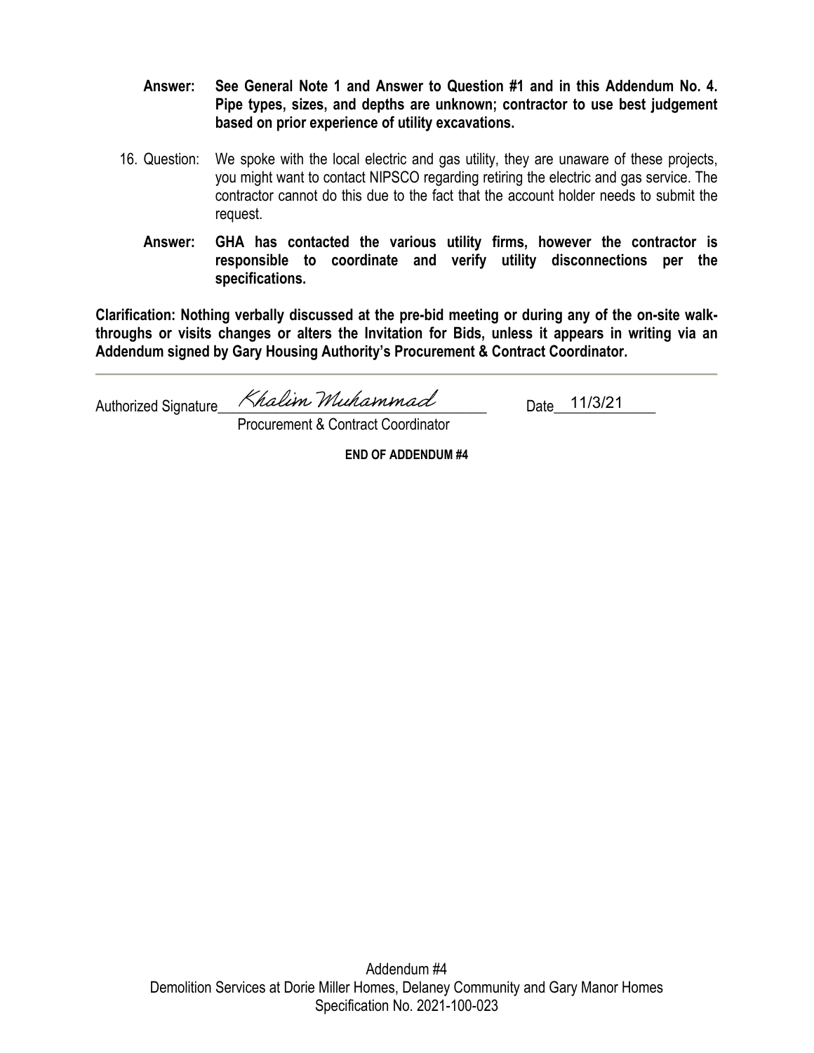**Answer: See General Note 1 and Answer to Question #1 and in this Addendum No. 4. Pipe types, sizes, and depths are unknown; contractor to use best judgement based on prior experience of utility excavations.**

16. Question: We spoke with the local electric and gas utility, they are unaware of these projects, you might want to contact NIPSCO regarding retiring the electric and gas service. The contractor cannot do this due to the fact that the account holder needs to submit the request.

    **Answer: GHA has contacted the various utility firms, however the contractor is responsible to coordinate and verify utility disconnections per the specifications.**

**Clarification: Nothing verbally discussed at the pre-bid meeting or during any of the on-site walk-throughs or visits changes or alters the Invitation for Bids, unless it appears in writing via an Addendum signed by Gary Housing Authority's Procurement & Contract Coordinator.**

---

Authorized Signature *Khalim Muhammad* Date 11/3/21

Procurement & Contract Coordinator

**END OF ADDENDUM #4**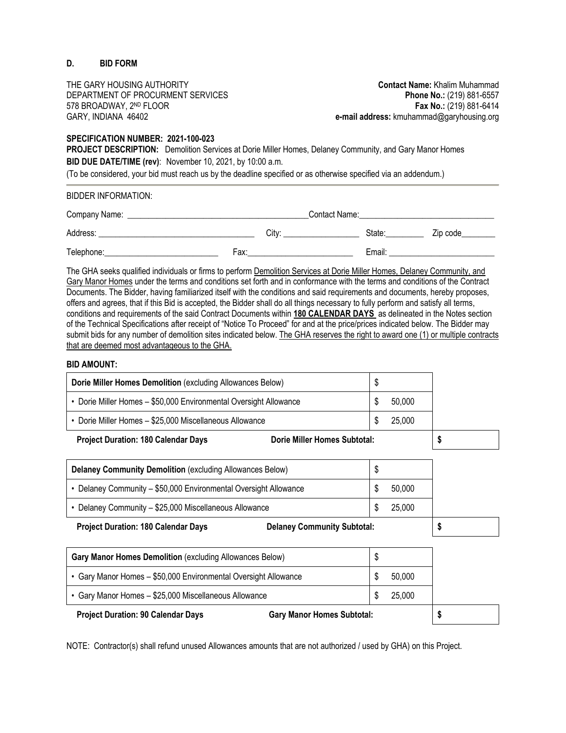## D. BID FORM

THE GARY HOUSING AUTHORITY
DEPARTMENT OF PROCURMENT SERVICES
578 BROADWAY, 2ND FLOOR
GARY, INDIANA 46402

**Contact Name:** Khalim Muhammad
**Phone No.:** (219) 881-6557
**Fax No.:** (219) 881-6414
**e-mail address:** kmuhammad@garyhousing.org

**SPECIFICATION NUMBER: 2021-100-023**
**PROJECT DESCRIPTION:** Demolition Services at Dorie Miller Homes, Delaney Community, and Gary Manor Homes
**BID DUE DATE/TIME (rev)**: November 10, 2021, by 10:00 a.m.
(To be considered, your bid must reach us by the deadline specified or as otherwise specified via an addendum.)

BIDDER INFORMATION:

Company Name: ______________________________ Contact Name: ______________________________

Address: ______________________________ City: ________________ State: ________ Zip code ________

Telephone: ________________________ Fax: ______________________ Email: ______________________

The GHA seeks qualified individuals or firms to perform Demolition Services at Dorie Miller Homes, Delaney Community, and Gary Manor Homes under the terms and conditions set forth and in conformance with the terms and conditions of the Contract Documents. The Bidder, having familiarized itself with the conditions and said requirements and documents, hereby proposes, offers and agrees, that if this Bid is accepted, the Bidder shall do all things necessary to fully perform and satisfy all terms, conditions and requirements of the said Contract Documents within **180 CALENDAR DAYS** as delineated in the Notes section of the Technical Specifications after receipt of "Notice To Proceed" for and at the price/prices indicated below. The Bidder may submit bids for any number of demolition sites indicated below. The GHA reserves the right to award one (1) or multiple contracts that are deemed most advantageous to the GHA.

**BID AMOUNT:**

| Item | Amount | Subtotal |
|---|---|---|
| **Dorie Miller Homes Demolition** (excluding Allowances Below) | $ | |
| • Dorie Miller Homes – $50,000 Environmental Oversight Allowance | $ 50,000 | |
| • Dorie Miller Homes – $25,000 Miscellaneous Allowance | $ 25,000 | |
| **Project Duration: 180 Calendar Days** — **Dorie Miller Homes Subtotal:** | | **$** |

| Item | Amount | Subtotal |
|---|---|---|
| **Delaney Community Demolition** (excluding Allowances Below) | $ | |
| • Delaney Community – $50,000 Environmental Oversight Allowance | $ 50,000 | |
| • Delaney Community – $25,000 Miscellaneous Allowance | $ 25,000 | |
| **Project Duration: 180 Calendar Days** — **Delaney Community Subtotal:** | | **$** |

| Item | Amount | Subtotal |
|---|---|---|
| **Gary Manor Homes Demolition** (excluding Allowances Below) | $ | |
| • Gary Manor Homes – $50,000 Environmental Oversight Allowance | $ 50,000 | |
| • Gary Manor Homes – $25,000 Miscellaneous Allowance | $ 25,000 | |
| **Project Duration: 90 Calendar Days** — **Gary Manor Homes Subtotal:** | | **$** |

NOTE: Contractor(s) shall refund unused Allowances amounts that are not authorized / used by GHA) on this Project.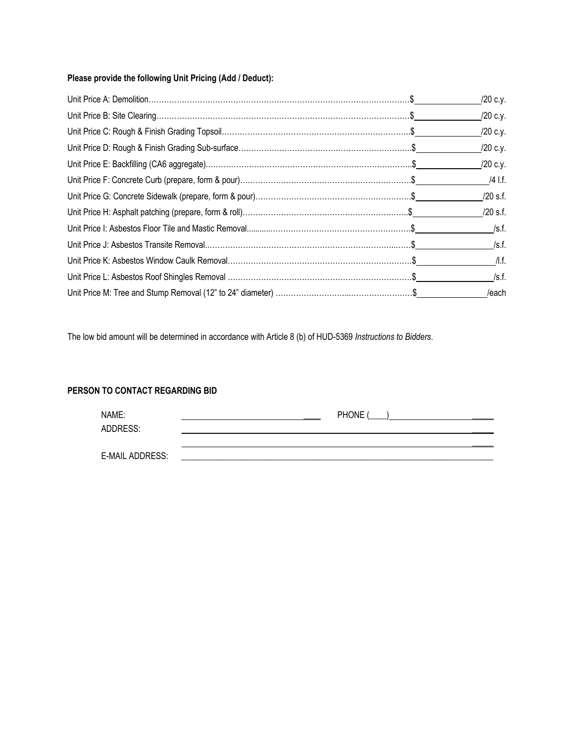**Please provide the following Unit Pricing (Add / Deduct):**

Unit Price A: Demolition……………………………………………………………………………………….$______________/20 c.y.

Unit Price B: Site Clearing…………………………………………………………………………………….$______________/20 c.y.

Unit Price C: Rough & Finish Grading Topsoil………………………………………………………………..$______________/20 c.y.

Unit Price D: Rough & Finish Grading Sub-surface…………………………………………………………..$______________/20 c.y.

Unit Price E: Backfilling (CA6 aggregate)………………………………………………………………………$______________/20 c.y.

Unit Price F: Concrete Curb (prepare, form & pour)…………………………………………………………..$______________/4 l.f.

Unit Price G: Concrete Sidewalk (prepare, form & pour)……………………………………………………..$______________/20 s.f.

Unit Price H: Asphalt patching (prepare, form & roll)…………………………………………………………$______________/20 s.f.

Unit Price I: Asbestos Floor Tile and Mastic Removal…………………………………………………………$______________/s.f.

Unit Price J: Asbestos Transite Removal…………………………………………………………………….$______________/s.f.

Unit Price K: Asbestos Window Caulk Removal……………………………………………………………….$______________/l.f.

Unit Price L: Asbestos Roof Shingles Removal ……………………………………………………………….$______________/s.f.

Unit Price M: Tree and Stump Removal (12" to 24" diameter) ………………………………………………$______________/each

The low bid amount will be determined in accordance with Article 8 (b) of HUD-5369 *Instructions to Bidders*.

**PERSON TO CONTACT REGARDING BID**

NAME: ______________________________ PHONE (____)______________________

ADDRESS: ____________________________________________________________

____________________________________________________________

E-MAIL ADDRESS: ______________________________________________________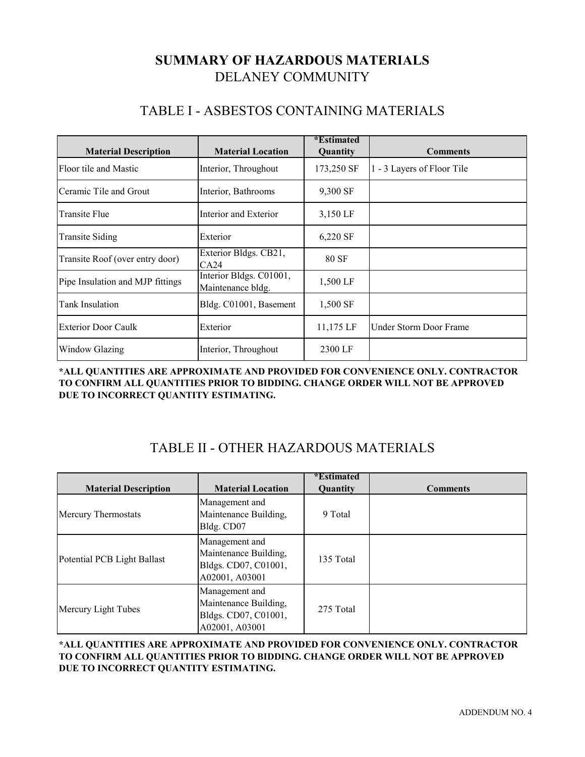# SUMMARY OF HAZARDOUS MATERIALS

## DELANEY COMMUNITY

## TABLE I - ASBESTOS CONTAINING MATERIALS

| Material Description | Material Location | *Estimated Quantity | Comments |
|---|---|---|---|
| Floor tile and Mastic | Interior, Throughout | 173,250 SF | 1 - 3 Layers of Floor Tile |
| Ceramic Tile and Grout | Interior, Bathrooms | 9,300 SF | |
| Transite Flue | Interior and Exterior | 3,150 LF | |
| Transite Siding | Exterior | 6,220 SF | |
| Transite Roof (over entry door) | Exterior Bldgs. CB21, CA24 | 80 SF | |
| Pipe Insulation and MJP fittings | Interior Bldgs. C01001, Maintenance bldg. | 1,500 LF | |
| Tank Insulation | Bldg. C01001, Basement | 1,500 SF | |
| Exterior Door Caulk | Exterior | 11,175 LF | Under Storm Door Frame |
| Window Glazing | Interior, Throughout | 2300 LF | |

**\*ALL QUANTITIES ARE APPROXIMATE AND PROVIDED FOR CONVENIENCE ONLY. CONTRACTOR TO CONFIRM ALL QUANTITIES PRIOR TO BIDDING. CHANGE ORDER WILL NOT BE APPROVED DUE TO INCORRECT QUANTITY ESTIMATING.**

## TABLE II - OTHER HAZARDOUS MATERIALS

| Material Description | Material Location | *Estimated Quantity | Comments |
|---|---|---|---|
| Mercury Thermostats | Management and Maintenance Building, Bldg. CD07 | 9 Total | |
| Potential PCB Light Ballast | Management and Maintenance Building, Bldgs. CD07, C01001, A02001, A03001 | 135 Total | |
| Mercury Light Tubes | Management and Maintenance Building, Bldgs. CD07, C01001, A02001, A03001 | 275 Total | |

**\*ALL QUANTITIES ARE APPROXIMATE AND PROVIDED FOR CONVENIENCE ONLY. CONTRACTOR TO CONFIRM ALL QUANTITIES PRIOR TO BIDDING. CHANGE ORDER WILL NOT BE APPROVED DUE TO INCORRECT QUANTITY ESTIMATING.**

ADDENDUM NO. 4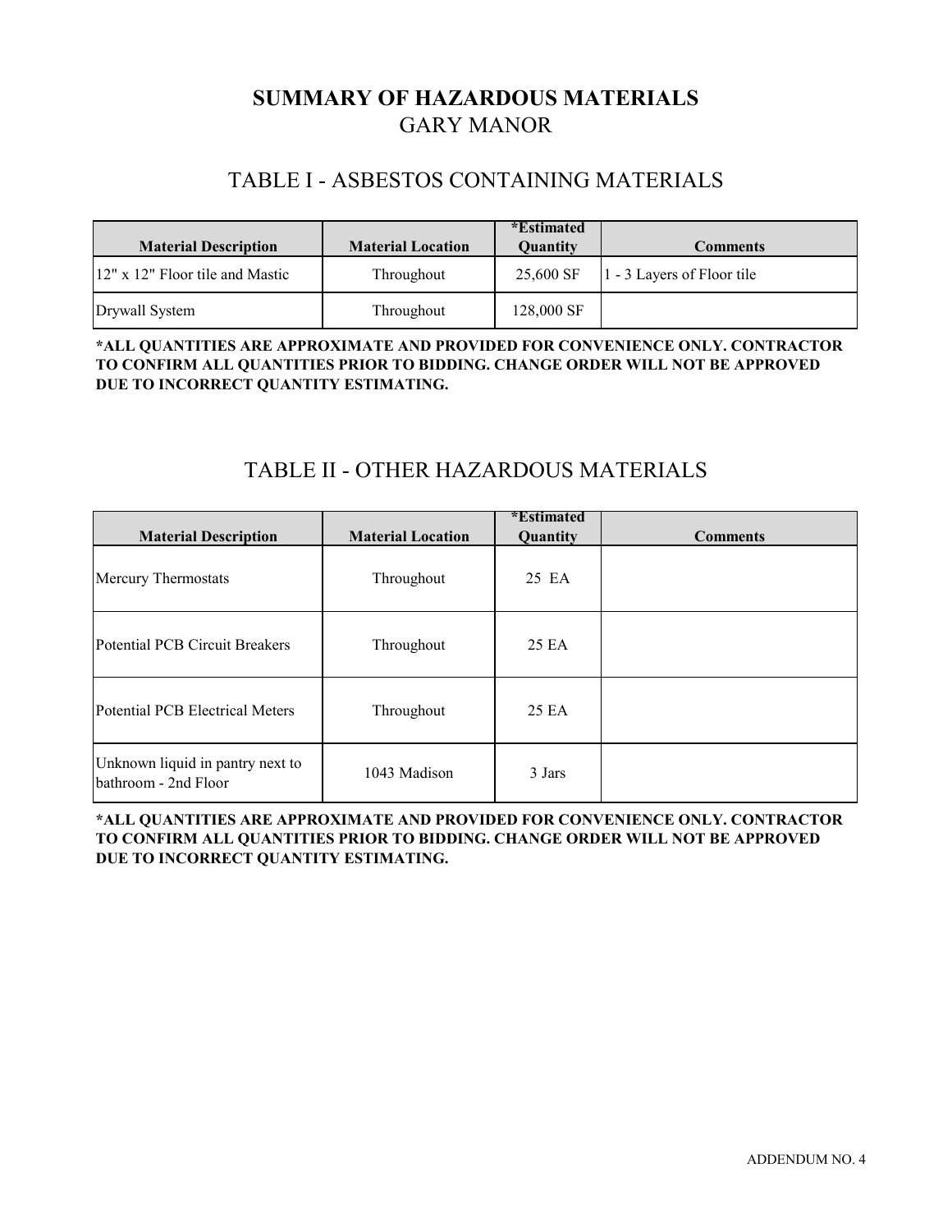# SUMMARY OF HAZARDOUS MATERIALS

## GARY MANOR

## TABLE I - ASBESTOS CONTAINING MATERIALS

| Material Description | Material Location | *Estimated Quantity | Comments |
|---|---|---|---|
| 12" x 12" Floor tile and Mastic | Throughout | 25,600 SF | 1 - 3 Layers of Floor tile |
| Drywall System | Throughout | 128,000 SF | |

**\*ALL QUANTITIES ARE APPROXIMATE AND PROVIDED FOR CONVENIENCE ONLY. CONTRACTOR TO CONFIRM ALL QUANTITIES PRIOR TO BIDDING. CHANGE ORDER WILL NOT BE APPROVED DUE TO INCORRECT QUANTITY ESTIMATING.**

## TABLE II - OTHER HAZARDOUS MATERIALS

| Material Description | Material Location | *Estimated Quantity | Comments |
|---|---|---|---|
| Mercury Thermostats | Throughout | 25 EA | |
| Potential PCB Circuit Breakers | Throughout | 25 EA | |
| Potential PCB Electrical Meters | Throughout | 25 EA | |
| Unknown liquid in pantry next to bathroom - 2nd Floor | 1043 Madison | 3 Jars | |

**\*ALL QUANTITIES ARE APPROXIMATE AND PROVIDED FOR CONVENIENCE ONLY. CONTRACTOR TO CONFIRM ALL QUANTITIES PRIOR TO BIDDING. CHANGE ORDER WILL NOT BE APPROVED DUE TO INCORRECT QUANTITY ESTIMATING.**

ADDENDUM NO. 4